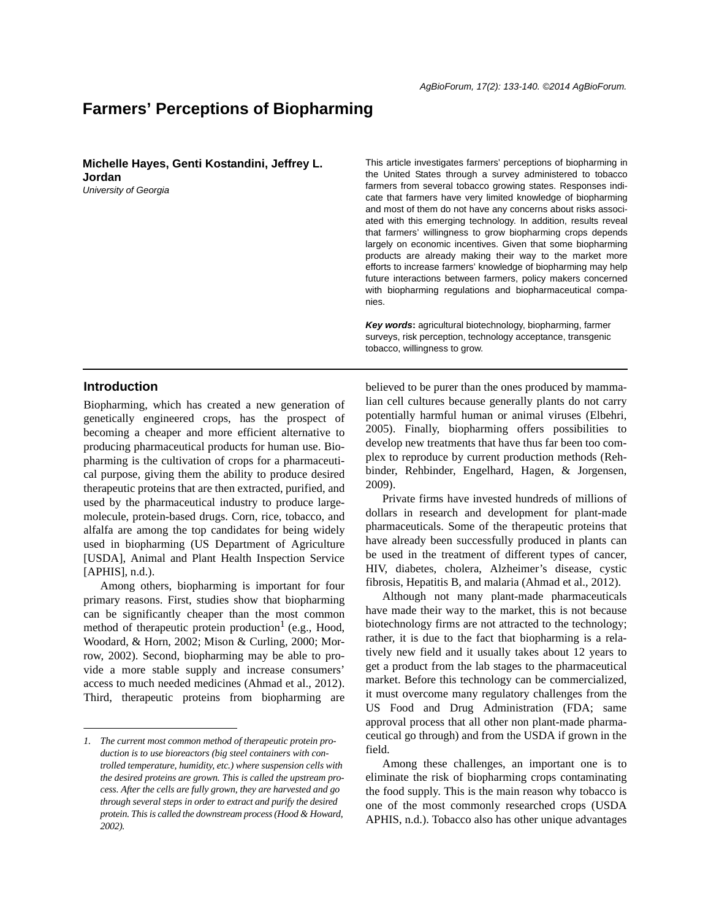# Farmers' Perceptions of Biopharming

**Michelle Hayes, Genti Kostandini, Jeffrey L. Jordan**
*University of Georgia*

This article investigates farmers' perceptions of biopharming in the United States through a survey administered to tobacco farmers from several tobacco growing states. Responses indicate that farmers have very limited knowledge of biopharming and most of them do not have any concerns about risks associated with this emerging technology. In addition, results reveal that farmers' willingness to grow biopharming crops depends largely on economic incentives. Given that some biopharming products are already making their way to the market more efforts to increase farmers' knowledge of biopharming may help future interactions between farmers, policy makers concerned with biopharming regulations and biopharmaceutical companies.

***Key words***: agricultural biotechnology, biopharming, farmer surveys, risk perception, technology acceptance, transgenic tobacco, willingness to grow.

## Introduction

Biopharming, which has created a new generation of genetically engineered crops, has the prospect of becoming a cheaper and more efficient alternative to producing pharmaceutical products for human use. Biopharming is the cultivation of crops for a pharmaceutical purpose, giving them the ability to produce desired therapeutic proteins that are then extracted, purified, and used by the pharmaceutical industry to produce large-molecule, protein-based drugs. Corn, rice, tobacco, and alfalfa are among the top candidates for being widely used in biopharming (US Department of Agriculture [USDA], Animal and Plant Health Inspection Service [APHIS], n.d.).

Among others, biopharming is important for four primary reasons. First, studies show that biopharming can be significantly cheaper than the most common method of therapeutic protein production[1] (e.g., Hood, Woodard, & Horn, 2002; Mison & Curling, 2000; Morrow, 2002). Second, biopharming may be able to provide a more stable supply and increase consumers' access to much needed medicines (Ahmad et al., 2012). Third, therapeutic proteins from biopharming are believed to be purer than the ones produced by mammalian cell cultures because generally plants do not carry potentially harmful human or animal viruses (Elbehri, 2005). Finally, biopharming offers possibilities to develop new treatments that have thus far been too complex to reproduce by current production methods (Rehbinder, Rehbinder, Engelhard, Hagen, & Jorgensen, 2009).

Private firms have invested hundreds of millions of dollars in research and development for plant-made pharmaceuticals. Some of the therapeutic proteins that have already been successfully produced in plants can be used in the treatment of different types of cancer, HIV, diabetes, cholera, Alzheimer's disease, cystic fibrosis, Hepatitis B, and malaria (Ahmad et al., 2012).

Although not many plant-made pharmaceuticals have made their way to the market, this is not because biotechnology firms are not attracted to the technology; rather, it is due to the fact that biopharming is a relatively new field and it usually takes about 12 years to get a product from the lab stages to the pharmaceutical market. Before this technology can be commercialized, it must overcome many regulatory challenges from the US Food and Drug Administration (FDA; same approval process that all other non plant-made pharmaceutical go through) and from the USDA if grown in the field.

Among these challenges, an important one is to eliminate the risk of biopharming crops contaminating the food supply. This is the main reason why tobacco is one of the most commonly researched crops (USDA APHIS, n.d.). Tobacco also has other unique advantages

*1. The current most common method of therapeutic protein production is to use bioreactors (big steel containers with controlled temperature, humidity, etc.) where suspension cells with the desired proteins are grown. This is called the upstream process. After the cells are fully grown, they are harvested and go through several steps in order to extract and purify the desired protein. This is called the downstream process (Hood & Howard, 2002).*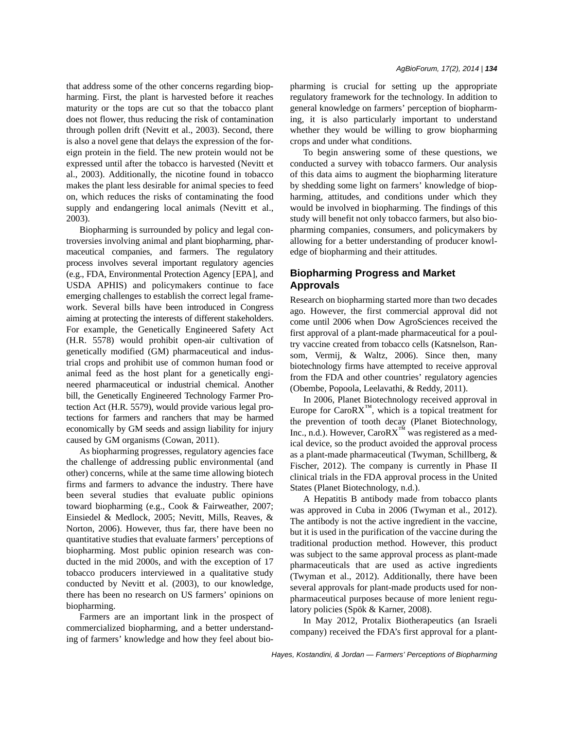that address some of the other concerns regarding biopharming. First, the plant is harvested before it reaches maturity or the tops are cut so that the tobacco plant does not flower, thus reducing the risk of contamination through pollen drift (Nevitt et al., 2003). Second, there is also a novel gene that delays the expression of the foreign protein in the field. The new protein would not be expressed until after the tobacco is harvested (Nevitt et al., 2003). Additionally, the nicotine found in tobacco makes the plant less desirable for animal species to feed on, which reduces the risks of contaminating the food supply and endangering local animals (Nevitt et al., 2003).

Biopharming is surrounded by policy and legal controversies involving animal and plant biopharming, pharmaceutical companies, and farmers. The regulatory process involves several important regulatory agencies (e.g., FDA, Environmental Protection Agency [EPA], and USDA APHIS) and policymakers continue to face emerging challenges to establish the correct legal framework. Several bills have been introduced in Congress aiming at protecting the interests of different stakeholders. For example, the Genetically Engineered Safety Act (H.R. 5578) would prohibit open-air cultivation of genetically modified (GM) pharmaceutical and industrial crops and prohibit use of common human food or animal feed as the host plant for a genetically engineered pharmaceutical or industrial chemical. Another bill, the Genetically Engineered Technology Farmer Protection Act (H.R. 5579), would provide various legal protections for farmers and ranchers that may be harmed economically by GM seeds and assign liability for injury caused by GM organisms (Cowan, 2011).

As biopharming progresses, regulatory agencies face the challenge of addressing public environmental (and other) concerns, while at the same time allowing biotech firms and farmers to advance the industry. There have been several studies that evaluate public opinions toward biopharming (e.g., Cook & Fairweather, 2007; Einsiedel & Medlock, 2005; Nevitt, Mills, Reaves, & Norton, 2006). However, thus far, there have been no quantitative studies that evaluate farmers' perceptions of biopharming. Most public opinion research was conducted in the mid 2000s, and with the exception of 17 tobacco producers interviewed in a qualitative study conducted by Nevitt et al. (2003), to our knowledge, there has been no research on US farmers' opinions on biopharming.

Farmers are an important link in the prospect of commercialized biopharming, and a better understanding of farmers' knowledge and how they feel about biopharming is crucial for setting up the appropriate regulatory framework for the technology. In addition to general knowledge on farmers' perception of biopharming, it is also particularly important to understand whether they would be willing to grow biopharming crops and under what conditions.

To begin answering some of these questions, we conducted a survey with tobacco farmers. Our analysis of this data aims to augment the biopharming literature by shedding some light on farmers' knowledge of biopharming, attitudes, and conditions under which they would be involved in biopharming. The findings of this study will benefit not only tobacco farmers, but also biopharming companies, consumers, and policymakers by allowing for a better understanding of producer knowledge of biopharming and their attitudes.

## Biopharming Progress and Market Approvals

Research on biopharming started more than two decades ago. However, the first commercial approval did not come until 2006 when Dow AgroSciences received the first approval of a plant-made pharmaceutical for a poultry vaccine created from tobacco cells (Katsnelson, Ransom, Vermij, & Waltz, 2006). Since then, many biotechnology firms have attempted to receive approval from the FDA and other countries' regulatory agencies (Obembe, Popoola, Leelavathi, & Reddy, 2011).

In 2006, Planet Biotechnology received approval in Europe for CaroRX™, which is a topical treatment for the prevention of tooth decay (Planet Biotechnology, Inc., n.d.). However, CaroRX™ was registered as a medical device, so the product avoided the approval process as a plant-made pharmaceutical (Twyman, Schillberg, & Fischer, 2012). The company is currently in Phase II clinical trials in the FDA approval process in the United States (Planet Biotechnology, n.d.).

A Hepatitis B antibody made from tobacco plants was approved in Cuba in 2006 (Twyman et al., 2012). The antibody is not the active ingredient in the vaccine, but it is used in the purification of the vaccine during the traditional production method. However, this product was subject to the same approval process as plant-made pharmaceuticals that are used as active ingredients (Twyman et al., 2012). Additionally, there have been several approvals for plant-made products used for non-pharmaceutical purposes because of more lenient regulatory policies (Spök & Karner, 2008).

In May 2012, Protalix Biotherapeutics (an Israeli company) received the FDA's first approval for a plant-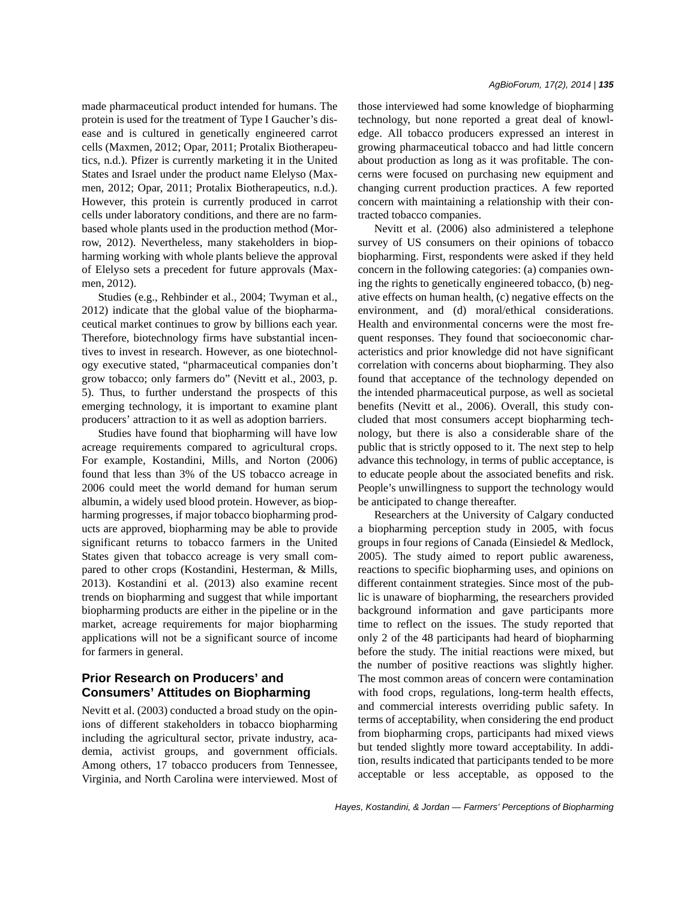made pharmaceutical product intended for humans. The protein is used for the treatment of Type I Gaucher's disease and is cultured in genetically engineered carrot cells (Maxmen, 2012; Opar, 2011; Protalix Biotherapeutics, n.d.). Pfizer is currently marketing it in the United States and Israel under the product name Elelyso (Maxmen, 2012; Opar, 2011; Protalix Biotherapeutics, n.d.). However, this protein is currently produced in carrot cells under laboratory conditions, and there are no farm-based whole plants used in the production method (Morrow, 2012). Nevertheless, many stakeholders in biopharming working with whole plants believe the approval of Elelyso sets a precedent for future approvals (Maxmen, 2012).

Studies (e.g., Rehbinder et al., 2004; Twyman et al., 2012) indicate that the global value of the biopharmaceutical market continues to grow by billions each year. Therefore, biotechnology firms have substantial incentives to invest in research. However, as one biotechnology executive stated, "pharmaceutical companies don't grow tobacco; only farmers do" (Nevitt et al., 2003, p. 5). Thus, to further understand the prospects of this emerging technology, it is important to examine plant producers' attraction to it as well as adoption barriers.

Studies have found that biopharming will have low acreage requirements compared to agricultural crops. For example, Kostandini, Mills, and Norton (2006) found that less than 3% of the US tobacco acreage in 2006 could meet the world demand for human serum albumin, a widely used blood protein. However, as biopharming progresses, if major tobacco biopharming products are approved, biopharming may be able to provide significant returns to tobacco farmers in the United States given that tobacco acreage is very small compared to other crops (Kostandini, Hesterman, & Mills, 2013). Kostandini et al. (2013) also examine recent trends on biopharming and suggest that while important biopharming products are either in the pipeline or in the market, acreage requirements for major biopharming applications will not be a significant source of income for farmers in general.

## Prior Research on Producers' and Consumers' Attitudes on Biopharming

Nevitt et al. (2003) conducted a broad study on the opinions of different stakeholders in tobacco biopharming including the agricultural sector, private industry, academia, activist groups, and government officials. Among others, 17 tobacco producers from Tennessee, Virginia, and North Carolina were interviewed. Most of those interviewed had some knowledge of biopharming technology, but none reported a great deal of knowledge. All tobacco producers expressed an interest in growing pharmaceutical tobacco and had little concern about production as long as it was profitable. The concerns were focused on purchasing new equipment and changing current production practices. A few reported concern with maintaining a relationship with their contracted tobacco companies.

Nevitt et al. (2006) also administered a telephone survey of US consumers on their opinions of tobacco biopharming. First, respondents were asked if they held concern in the following categories: (a) companies owning the rights to genetically engineered tobacco, (b) negative effects on human health, (c) negative effects on the environment, and (d) moral/ethical considerations. Health and environmental concerns were the most frequent responses. They found that socioeconomic characteristics and prior knowledge did not have significant correlation with concerns about biopharming. They also found that acceptance of the technology depended on the intended pharmaceutical purpose, as well as societal benefits (Nevitt et al., 2006). Overall, this study concluded that most consumers accept biopharming technology, but there is also a considerable share of the public that is strictly opposed to it. The next step to help advance this technology, in terms of public acceptance, is to educate people about the associated benefits and risk. People's unwillingness to support the technology would be anticipated to change thereafter.

Researchers at the University of Calgary conducted a biopharming perception study in 2005, with focus groups in four regions of Canada (Einsiedel & Medlock, 2005). The study aimed to report public awareness, reactions to specific biopharming uses, and opinions on different containment strategies. Since most of the public is unaware of biopharming, the researchers provided background information and gave participants more time to reflect on the issues. The study reported that only 2 of the 48 participants had heard of biopharming before the study. The initial reactions were mixed, but the number of positive reactions was slightly higher. The most common areas of concern were contamination with food crops, regulations, long-term health effects, and commercial interests overriding public safety. In terms of acceptability, when considering the end product from biopharming crops, participants had mixed views but tended slightly more toward acceptability. In addition, results indicated that participants tended to be more acceptable or less acceptable, as opposed to the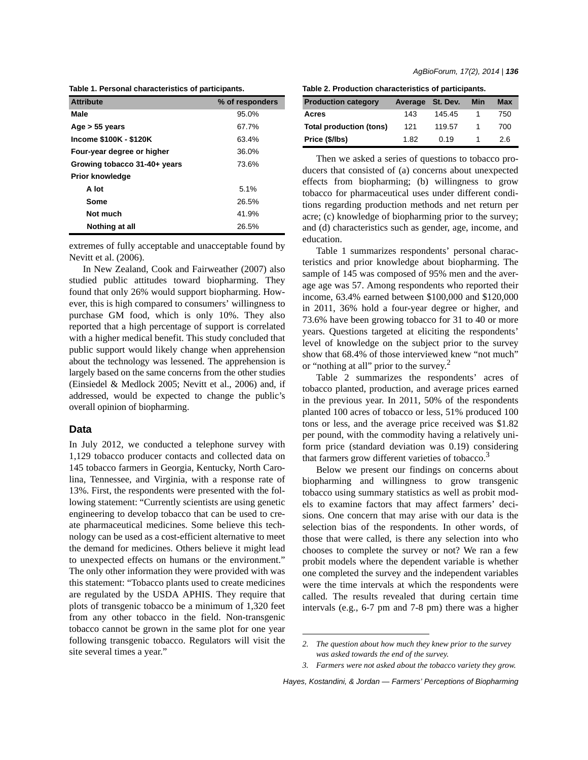Table 1. Personal characteristics of participants.

| Attribute | % of responders |
|---|---|
| Male | 95.0% |
| Age > 55 years | 67.7% |
| Income $100K - $120K | 63.4% |
| Four-year degree or higher | 36.0% |
| Growing tobacco 31-40+ years | 73.6% |
| Prior knowledge | |
| A lot | 5.1% |
| Some | 26.5% |
| Not much | 41.9% |
| Nothing at all | 26.5% |

extremes of fully acceptable and unacceptable found by Nevitt et al. (2006).

In New Zealand, Cook and Fairweather (2007) also studied public attitudes toward biopharming. They found that only 26% would support biopharming. However, this is high compared to consumers' willingness to purchase GM food, which is only 10%. They also reported that a high percentage of support is correlated with a higher medical benefit. This study concluded that public support would likely change when apprehension about the technology was lessened. The apprehension is largely based on the same concerns from the other studies (Einsiedel & Medlock 2005; Nevitt et al., 2006) and, if addressed, would be expected to change the public's overall opinion of biopharming.

## Data

In July 2012, we conducted a telephone survey with 1,129 tobacco producer contacts and collected data on 145 tobacco farmers in Georgia, Kentucky, North Carolina, Tennessee, and Virginia, with a response rate of 13%. First, the respondents were presented with the following statement: "Currently scientists are using genetic engineering to develop tobacco that can be used to create pharmaceutical medicines. Some believe this technology can be used as a cost-efficient alternative to meet the demand for medicines. Others believe it might lead to unexpected effects on humans or the environment." The only other information they were provided with was this statement: "Tobacco plants used to create medicines are regulated by the USDA APHIS. They require that plots of transgenic tobacco be a minimum of 1,320 feet from any other tobacco in the field. Non-transgenic tobacco cannot be grown in the same plot for one year following transgenic tobacco. Regulators will visit the site several times a year."

Table 2. Production characteristics of participants.

| Production category | Average | St. Dev. | Min | Max |
|---|---|---|---|---|
| Acres | 143 | 145.45 | 1 | 750 |
| Total production (tons) | 121 | 119.57 | 1 | 700 |
| Price ($/lbs) | 1.82 | 0.19 | 1 | 2.6 |

Then we asked a series of questions to tobacco producers that consisted of (a) concerns about unexpected effects from biopharming; (b) willingness to grow tobacco for pharmaceutical uses under different conditions regarding production methods and net return per acre; (c) knowledge of biopharming prior to the survey; and (d) characteristics such as gender, age, income, and education.

Table 1 summarizes respondents' personal characteristics and prior knowledge about biopharming. The sample of 145 was composed of 95% men and the average age was 57. Among respondents who reported their income, 63.4% earned between $100,000 and $120,000 in 2011, 36% hold a four-year degree or higher, and 73.6% have been growing tobacco for 31 to 40 or more years. Questions targeted at eliciting the respondents' level of knowledge on the subject prior to the survey show that 68.4% of those interviewed knew "not much" or "nothing at all" prior to the survey.[2]

Table 2 summarizes the respondents' acres of tobacco planted, production, and average prices earned in the previous year. In 2011, 50% of the respondents planted 100 acres of tobacco or less, 51% produced 100 tons or less, and the average price received was $1.82 per pound, with the commodity having a relatively uniform price (standard deviation was 0.19) considering that farmers grow different varieties of tobacco.[3]

Below we present our findings on concerns about biopharming and willingness to grow transgenic tobacco using summary statistics as well as probit models to examine factors that may affect farmers' decisions. One concern that may arise with our data is the selection bias of the respondents. In other words, of those that were called, is there any selection into who chooses to complete the survey or not? We ran a few probit models where the dependent variable is whether one completed the survey and the independent variables were the time intervals at which the respondents were called. The results revealed that during certain time intervals (e.g., 6-7 pm and 7-8 pm) there was a higher

2. *The question about how much they knew prior to the survey was asked towards the end of the survey.*

3. *Farmers were not asked about the tobacco variety they grow.*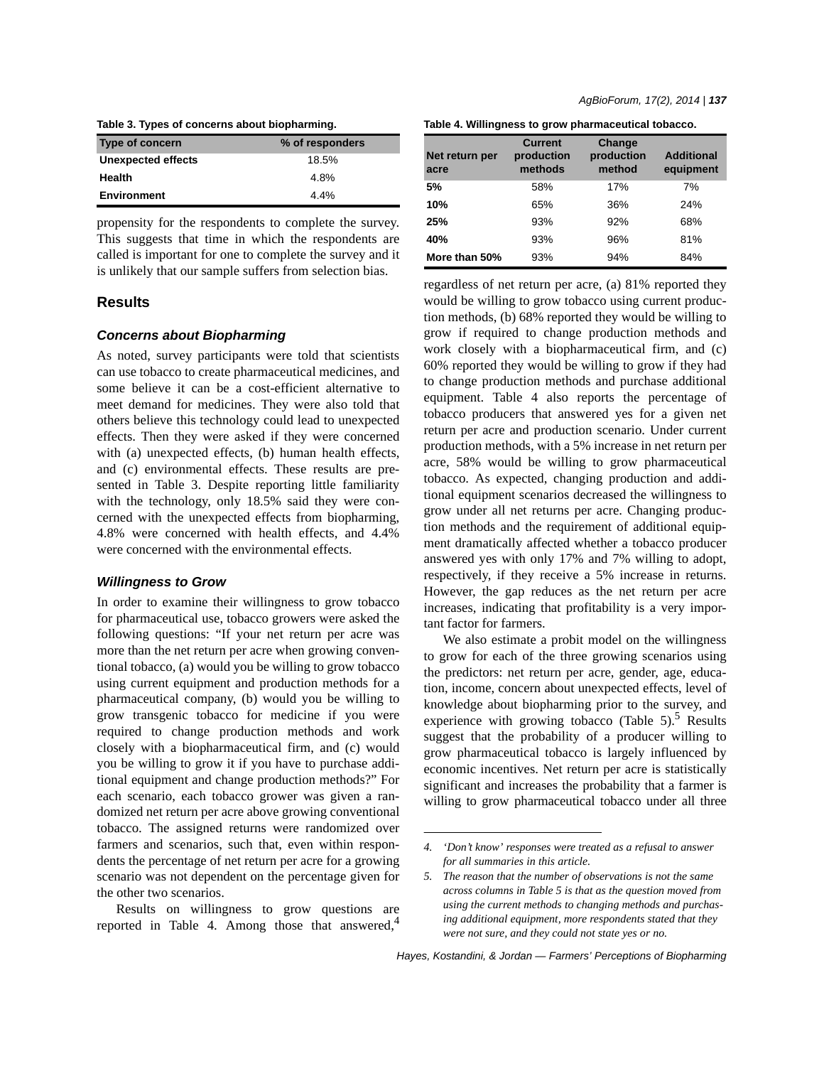**Table 3. Types of concerns about biopharming.**

| Type of concern | % of responders |
|---|---|
| Unexpected effects | 18.5% |
| Health | 4.8% |
| Environment | 4.4% |

propensity for the respondents to complete the survey. This suggests that time in which the respondents are called is important for one to complete the survey and it is unlikely that our sample suffers from selection bias.

## Results

### *Concerns about Biopharming*

As noted, survey participants were told that scientists can use tobacco to create pharmaceutical medicines, and some believe it can be a cost-efficient alternative to meet demand for medicines. They were also told that others believe this technology could lead to unexpected effects. Then they were asked if they were concerned with (a) unexpected effects, (b) human health effects, and (c) environmental effects. These results are presented in Table 3. Despite reporting little familiarity with the technology, only 18.5% said they were concerned with the unexpected effects from biopharming, 4.8% were concerned with health effects, and 4.4% were concerned with the environmental effects.

### *Willingness to Grow*

In order to examine their willingness to grow tobacco for pharmaceutical use, tobacco growers were asked the following questions: "If your net return per acre was more than the net return per acre when growing conventional tobacco, (a) would you be willing to grow tobacco using current equipment and production methods for a pharmaceutical company, (b) would you be willing to grow transgenic tobacco for medicine if you were required to change production methods and work closely with a biopharmaceutical firm, and (c) would you be willing to grow it if you have to purchase additional equipment and change production methods?" For each scenario, each tobacco grower was given a randomized net return per acre above growing conventional tobacco. The assigned returns were randomized over farmers and scenarios, such that, even within respondents the percentage of net return per acre for a growing scenario was not dependent on the percentage given for the other two scenarios.

Results on willingness to grow questions are reported in Table 4. Among those that answered,[4] regardless of net return per acre, (a) 81% reported they would be willing to grow tobacco using current production methods, (b) 68% reported they would be willing to grow if required to change production methods and work closely with a biopharmaceutical firm, and (c) 60% reported they would be willing to grow if they had to change production methods and purchase additional equipment. Table 4 also reports the percentage of tobacco producers that answered yes for a given net return per acre and production scenario. Under current production methods, with a 5% increase in net return per acre, 58% would be willing to grow pharmaceutical tobacco. As expected, changing production and additional equipment scenarios decreased the willingness to grow under all net returns per acre. Changing production methods and the requirement of additional equipment dramatically affected whether a tobacco producer answered yes with only 17% and 7% willing to adopt, respectively, if they receive a 5% increase in returns. However, the gap reduces as the net return per acre increases, indicating that profitability is a very important factor for farmers.

**Table 4. Willingness to grow pharmaceutical tobacco.**

| Net return per acre | Current production methods | Change production method | Additional equipment |
|---|---|---|---|
| 5% | 58% | 17% | 7% |
| 10% | 65% | 36% | 24% |
| 25% | 93% | 92% | 68% |
| 40% | 93% | 96% | 81% |
| More than 50% | 93% | 94% | 84% |

We also estimate a probit model on the willingness to grow for each of the three growing scenarios using the predictors: net return per acre, gender, age, education, income, concern about unexpected effects, level of knowledge about biopharming prior to the survey, and experience with growing tobacco (Table 5).[5] Results suggest that the probability of a producer willing to grow pharmaceutical tobacco is largely influenced by economic incentives. Net return per acre is statistically significant and increases the probability that a farmer is willing to grow pharmaceutical tobacco under all three

---

*4. 'Don't know' responses were treated as a refusal to answer for all summaries in this article.*

*5. The reason that the number of observations is not the same across columns in Table 5 is that as the question moved from using the current methods to changing methods and purchasing additional equipment, more respondents stated that they were not sure, and they could not state yes or no.*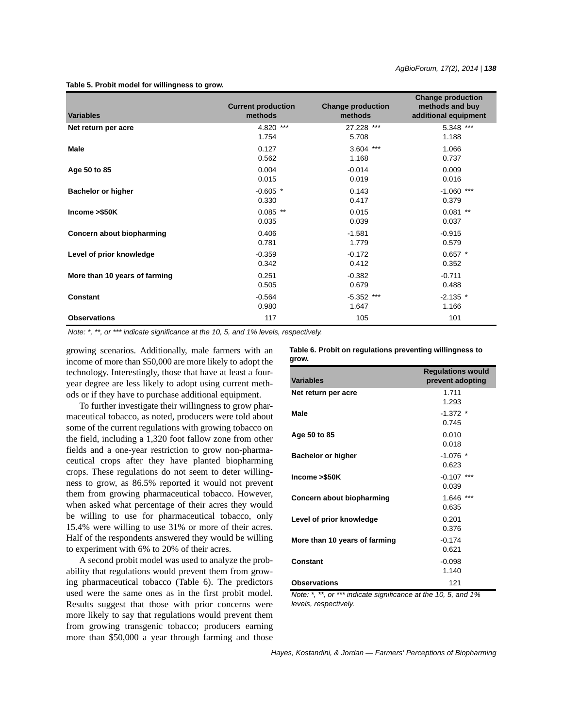**Table 5. Probit model for willingness to grow.**

| Variables | Current production methods | Change production methods | Change production methods and buy additional equipment |
|---|---|---|---|
| **Net return per acre** | 4.820 *** | 27.228 *** | 5.348 *** |
| | 1.754 | 5.708 | 1.188 |
| **Male** | 0.127 | 3.604 *** | 1.066 |
| | 0.562 | 1.168 | 0.737 |
| **Age 50 to 85** | 0.004 | -0.014 | 0.009 |
| | 0.015 | 0.019 | 0.016 |
| **Bachelor or higher** | -0.605 * | 0.143 | -1.060 *** |
| | 0.330 | 0.417 | 0.379 |
| **Income >$50K** | 0.085 ** | 0.015 | 0.081 ** |
| | 0.035 | 0.039 | 0.037 |
| **Concern about biopharming** | 0.406 | -1.581 | -0.915 |
| | 0.781 | 1.779 | 0.579 |
| **Level of prior knowledge** | -0.359 | -0.172 | 0.657 * |
| | 0.342 | 0.412 | 0.352 |
| **More than 10 years of farming** | 0.251 | -0.382 | -0.711 |
| | 0.505 | 0.679 | 0.488 |
| **Constant** | -0.564 | -5.352 *** | -2.135 * |
| | 0.980 | 1.647 | 1.166 |
| **Observations** | 117 | 105 | 101 |

*Note: *, **, or *** indicate significance at the 10, 5, and 1% levels, respectively.*

growing scenarios. Additionally, male farmers with an income of more than $50,000 are more likely to adopt the technology. Interestingly, those that have at least a four-year degree are less likely to adopt using current methods or if they have to purchase additional equipment.

To further investigate their willingness to grow pharmaceutical tobacco, as noted, producers were told about some of the current regulations with growing tobacco on the field, including a 1,320 foot fallow zone from other fields and a one-year restriction to grow non-pharmaceutical crops after they have planted biopharming crops. These regulations do not seem to deter willingness to grow, as 86.5% reported it would not prevent them from growing pharmaceutical tobacco. However, when asked what percentage of their acres they would be willing to use for pharmaceutical tobacco, only 15.4% were willing to use 31% or more of their acres. Half of the respondents answered they would be willing to experiment with 6% to 20% of their acres.

A second probit model was used to analyze the probability that regulations would prevent them from growing pharmaceutical tobacco (Table 6). The predictors used were the same ones as in the first probit model. Results suggest that those with prior concerns were more likely to say that regulations would prevent them from growing transgenic tobacco; producers earning more than $50,000 a year through farming and those

**Table 6. Probit on regulations preventing willingness to grow.**

| Variables | Regulations would prevent adopting |
|---|---|
| **Net return per acre** | 1.711 |
| | 1.293 |
| **Male** | -1.372 * |
| | 0.745 |
| **Age 50 to 85** | 0.010 |
| | 0.018 |
| **Bachelor or higher** | -1.076 * |
| | 0.623 |
| **Income >$50K** | -0.107 *** |
| | 0.039 |
| **Concern about biopharming** | 1.646 *** |
| | 0.635 |
| **Level of prior knowledge** | 0.201 |
| | 0.376 |
| **More than 10 years of farming** | -0.174 |
| | 0.621 |
| **Constant** | -0.098 |
| | 1.140 |
| **Observations** | 121 |

*Note: *, **, or *** indicate significance at the 10, 5, and 1% levels, respectively.*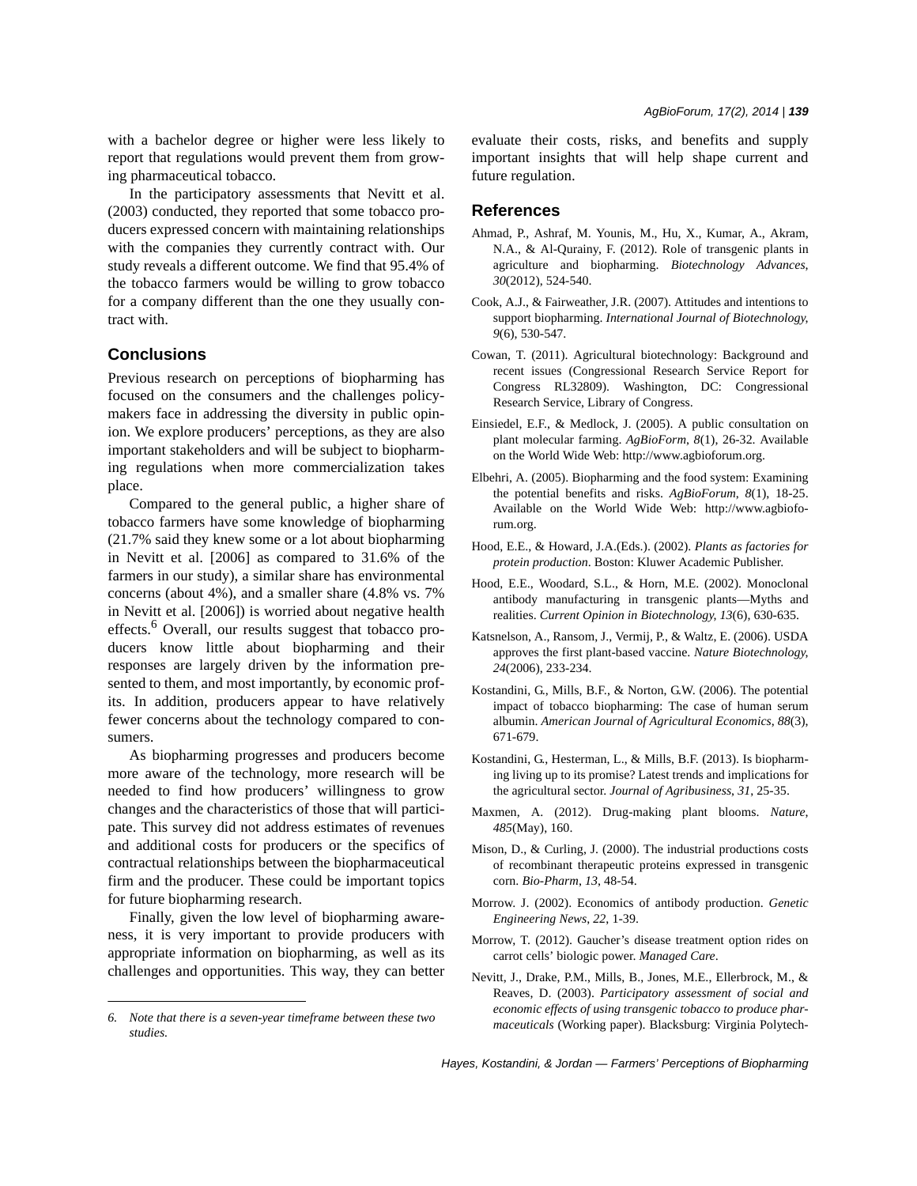with a bachelor degree or higher were less likely to report that regulations would prevent them from growing pharmaceutical tobacco.

In the participatory assessments that Nevitt et al. (2003) conducted, they reported that some tobacco producers expressed concern with maintaining relationships with the companies they currently contract with. Our study reveals a different outcome. We find that 95.4% of the tobacco farmers would be willing to grow tobacco for a company different than the one they usually contract with.

## Conclusions

Previous research on perceptions of biopharming has focused on the consumers and the challenges policymakers face in addressing the diversity in public opinion. We explore producers' perceptions, as they are also important stakeholders and will be subject to biopharming regulations when more commercialization takes place.

Compared to the general public, a higher share of tobacco farmers have some knowledge of biopharming (21.7% said they knew some or a lot about biopharming in Nevitt et al. [2006] as compared to 31.6% of the farmers in our study), a similar share has environmental concerns (about 4%), and a smaller share (4.8% vs. 7% in Nevitt et al. [2006]) is worried about negative health effects.[6] Overall, our results suggest that tobacco producers know little about biopharming and their responses are largely driven by the information presented to them, and most importantly, by economic profits. In addition, producers appear to have relatively fewer concerns about the technology compared to consumers.

As biopharming progresses and producers become more aware of the technology, more research will be needed to find how producers' willingness to grow changes and the characteristics of those that will participate. This survey did not address estimates of revenues and additional costs for producers or the specifics of contractual relationships between the biopharmaceutical firm and the producer. These could be important topics for future biopharming research.

Finally, given the low level of biopharming awareness, it is very important to provide producers with appropriate information on biopharming, as well as its challenges and opportunities. This way, they can better evaluate their costs, risks, and benefits and supply important insights that will help shape current and future regulation.

*6. Note that there is a seven-year timeframe between these two studies.*

## References

Ahmad, P., Ashraf, M. Younis, M., Hu, X., Kumar, A., Akram, N.A., & Al-Qurainy, F. (2012). Role of transgenic plants in agriculture and biopharming. *Biotechnology Advances*, *30*(2012), 524-540.

Cook, A.J., & Fairweather, J.R. (2007). Attitudes and intentions to support biopharming. *International Journal of Biotechnology*, *9*(6), 530-547.

Cowan, T. (2011). Agricultural biotechnology: Background and recent issues (Congressional Research Service Report for Congress RL32809). Washington, DC: Congressional Research Service, Library of Congress.

Einsiedel, E.F., & Medlock, J. (2005). A public consultation on plant molecular farming. *AgBioForm*, *8*(1), 26-32. Available on the World Wide Web: http://www.agbioforum.org.

Elbehri, A. (2005). Biopharming and the food system: Examining the potential benefits and risks. *AgBioForum*, *8*(1), 18-25. Available on the World Wide Web: http://www.agbioforum.org.

Hood, E.E., & Howard, J.A.(Eds.). (2002). *Plants as factories for protein production*. Boston: Kluwer Academic Publisher.

Hood, E.E., Woodard, S.L., & Horn, M.E. (2002). Monoclonal antibody manufacturing in transgenic plants—Myths and realities. *Current Opinion in Biotechnology*, *13*(6), 630-635.

Katsnelson, A., Ransom, J., Vermij, P., & Waltz, E. (2006). USDA approves the first plant-based vaccine. *Nature Biotechnology*, *24*(2006), 233-234.

Kostandini, G., Mills, B.F., & Norton, G.W. (2006). The potential impact of tobacco biopharming: The case of human serum albumin. *American Journal of Agricultural Economics*, *88*(3), 671-679.

Kostandini, G., Hesterman, L., & Mills, B.F. (2013). Is biopharming living up to its promise? Latest trends and implications for the agricultural sector. *Journal of Agribusiness*, *31*, 25-35.

Maxmen, A. (2012). Drug-making plant blooms. *Nature*, *485*(May), 160.

Mison, D., & Curling, J. (2000). The industrial productions costs of recombinant therapeutic proteins expressed in transgenic corn. *Bio-Pharm*, *13*, 48-54.

Morrow. J. (2002). Economics of antibody production. *Genetic Engineering News*, *22*, 1-39.

Morrow, T. (2012). Gaucher's disease treatment option rides on carrot cells' biologic power. *Managed Care*.

Nevitt, J., Drake, P.M., Mills, B., Jones, M.E., Ellerbrock, M., & Reaves, D. (2003). *Participatory assessment of social and economic effects of using transgenic tobacco to produce pharmaceuticals* (Working paper). Blacksburg: Virginia Polytech-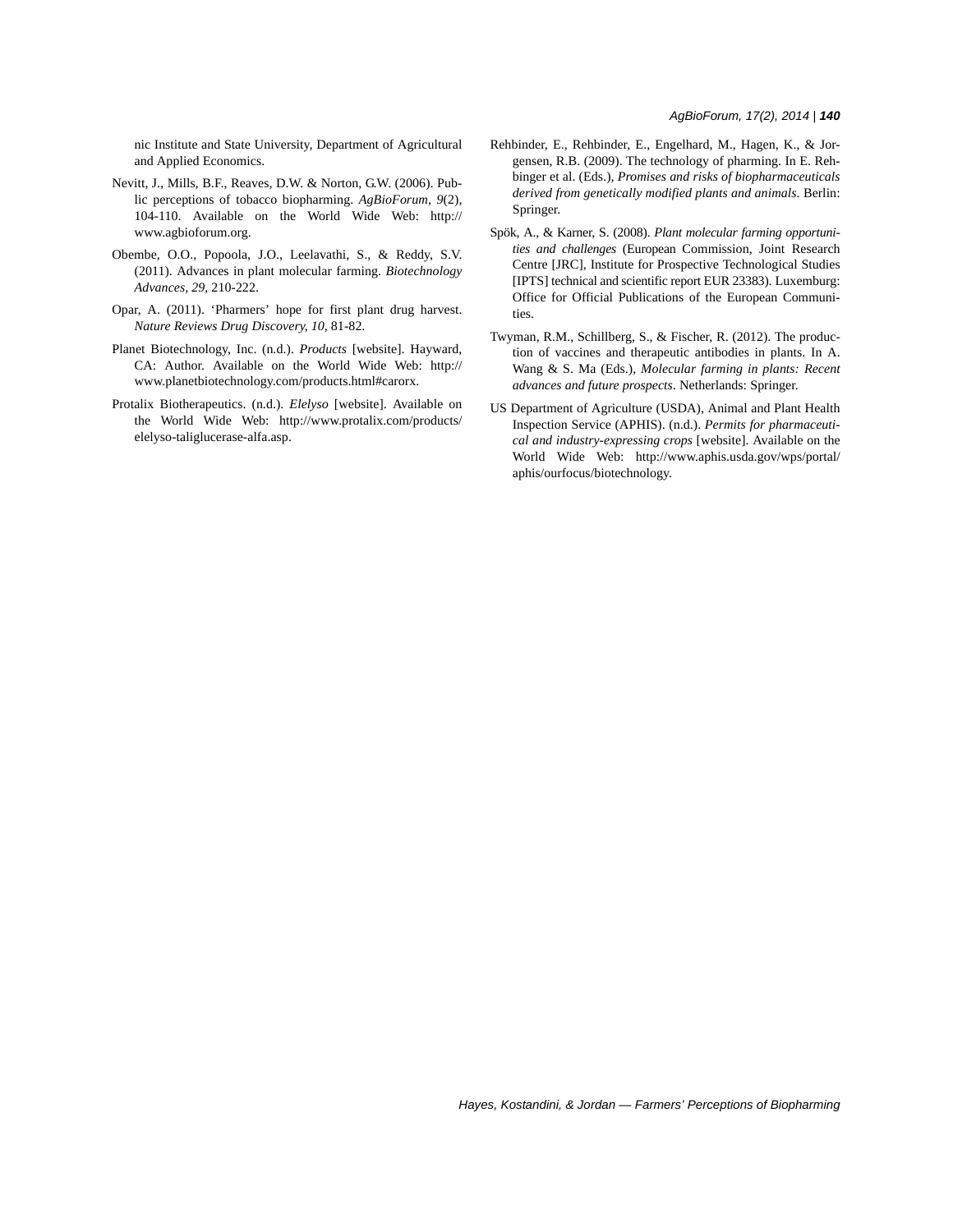nic Institute and State University, Department of Agricultural and Applied Economics.

Nevitt, J., Mills, B.F., Reaves, D.W. & Norton, G.W. (2006). Public perceptions of tobacco biopharming. *AgBioForum*, *9*(2), 104-110. Available on the World Wide Web: http://www.agbioforum.org.

Obembe, O.O., Popoola, J.O., Leelavathi, S., & Reddy, S.V. (2011). Advances in plant molecular farming. *Biotechnology Advances*, *29*, 210-222.

Opar, A. (2011). 'Pharmers' hope for first plant drug harvest. *Nature Reviews Drug Discovery*, *10*, 81-82.

Planet Biotechnology, Inc. (n.d.). *Products* [website]. Hayward, CA: Author. Available on the World Wide Web: http://www.planetbiotechnology.com/products.html#carorx.

Protalix Biotherapeutics. (n.d.). *Elelyso* [website]. Available on the World Wide Web: http://www.protalix.com/products/elelyso-taliglucerase-alfa.asp.

Rehbinder, E., Rehbinder, E., Engelhard, M., Hagen, K., & Jorgensen, R.B. (2009). The technology of pharming. In E. Rehbinger et al. (Eds.), *Promises and risks of biopharmaceuticals derived from genetically modified plants and animals*. Berlin: Springer.

Spök, A., & Karner, S. (2008). *Plant molecular farming opportunities and challenges* (European Commission, Joint Research Centre [JRC], Institute for Prospective Technological Studies [IPTS] technical and scientific report EUR 23383). Luxemburg: Office for Official Publications of the European Communities.

Twyman, R.M., Schillberg, S., & Fischer, R. (2012). The production of vaccines and therapeutic antibodies in plants. In A. Wang & S. Ma (Eds.), *Molecular farming in plants: Recent advances and future prospects*. Netherlands: Springer.

US Department of Agriculture (USDA), Animal and Plant Health Inspection Service (APHIS). (n.d.). *Permits for pharmaceutical and industry-expressing crops* [website]. Available on the World Wide Web: http://www.aphis.usda.gov/wps/portal/aphis/ourfocus/biotechnology.